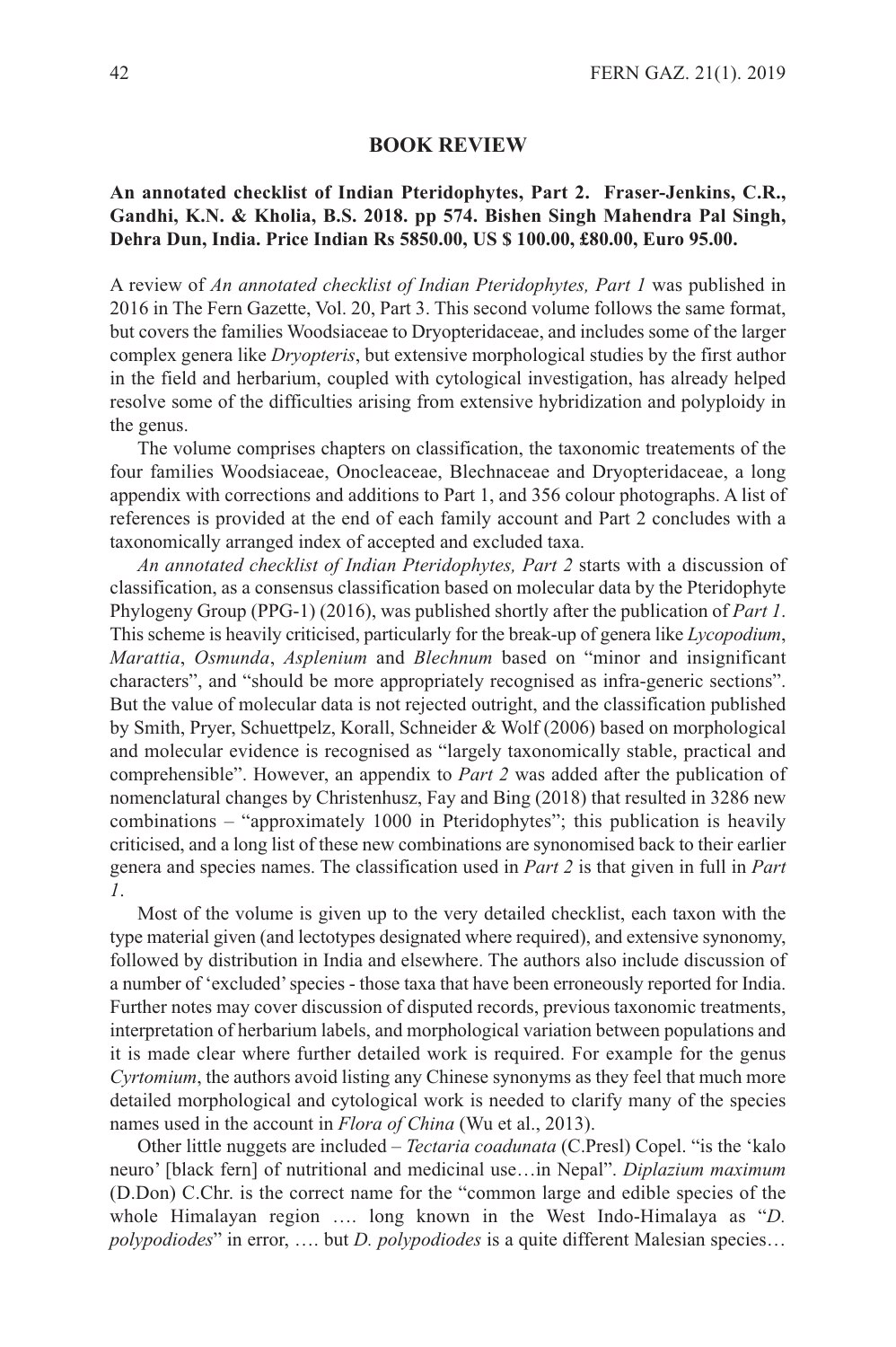## BOOK REVIEW

**An annotated checklist of Indian Pteridophytes, Part 2. Fraser-Jenkins, C.R., Gandhi, K.N. & Kholia, B.S. 2018. pp 574. Bishen Singh Mahendra Pal Singh, Dehra Dun, India. Price Indian Rs 5850.00, US $ 100.00, £80.00, Euro 95.00.**

A review of *An annotated checklist of Indian Pteridophytes, Part 1* was published in 2016 in The Fern Gazette, Vol. 20, Part 3. This second volume follows the same format, but covers the families Woodsiaceae to Dryopteridaceae, and includes some of the larger complex genera like *Dryopteris*, but extensive morphological studies by the first author in the field and herbarium, coupled with cytological investigation, has already helped resolve some of the difficulties arising from extensive hybridization and polyploidy in the genus.

The volume comprises chapters on classification, the taxonomic treatements of the four families Woodsiaceae, Onocleaceae, Blechnaceae and Dryopteridaceae, a long appendix with corrections and additions to Part 1, and 356 colour photographs. A list of references is provided at the end of each family account and Part 2 concludes with a taxonomically arranged index of accepted and excluded taxa.

*An annotated checklist of Indian Pteridophytes, Part 2* starts with a discussion of classification, as a consensus classification based on molecular data by the Pteridophyte Phylogeny Group (PPG-1) (2016), was published shortly after the publication of *Part 1*. This scheme is heavily criticised, particularly for the break-up of genera like *Lycopodium*, *Marattia*, *Osmunda*, *Asplenium* and *Blechnum* based on "minor and insignificant characters", and "should be more appropriately recognised as infra-generic sections". But the value of molecular data is not rejected outright, and the classification published by Smith, Pryer, Schuettpelz, Korall, Schneider & Wolf (2006) based on morphological and molecular evidence is recognised as "largely taxonomically stable, practical and comprehensible". However, an appendix to *Part 2* was added after the publication of nomenclatural changes by Christenhusz, Fay and Bing (2018) that resulted in 3286 new combinations – "approximately 1000 in Pteridophytes"; this publication is heavily criticised, and a long list of these new combinations are synonomised back to their earlier genera and species names. The classification used in *Part 2* is that given in full in *Part 1*.

Most of the volume is given up to the very detailed checklist, each taxon with the type material given (and lectotypes designated where required), and extensive synonomy, followed by distribution in India and elsewhere. The authors also include discussion of a number of 'excluded' species - those taxa that have been erroneously reported for India. Further notes may cover discussion of disputed records, previous taxonomic treatments, interpretation of herbarium labels, and morphological variation between populations and it is made clear where further detailed work is required. For example for the genus *Cyrtomium*, the authors avoid listing any Chinese synonyms as they feel that much more detailed morphological and cytological work is needed to clarify many of the species names used in the account in *Flora of China* (Wu et al., 2013).

Other little nuggets are included – *Tectaria coadunata* (C.Presl) Copel. "is the 'kalo neuro' [black fern] of nutritional and medicinal use…in Nepal". *Diplazium maximum* (D.Don) C.Chr. is the correct name for the "common large and edible species of the whole Himalayan region …. long known in the West Indo-Himalaya as "*D. polypodiodes*" in error, …. but *D. polypodiodes* is a quite different Malesian species…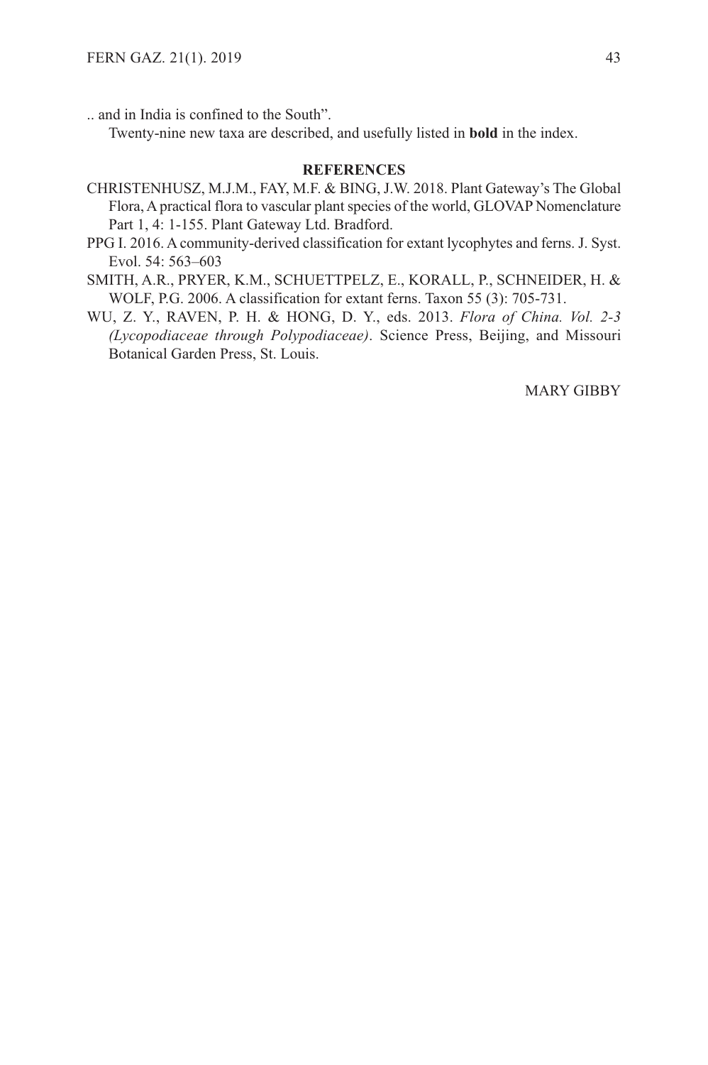.. and in India is confined to the South".

Twenty-nine new taxa are described, and usefully listed in **bold** in the index.

## REFERENCES

CHRISTENHUSZ, M.J.M., FAY, M.F. & BING, J.W. 2018. Plant Gateway's The Global Flora, A practical flora to vascular plant species of the world, GLOVAP Nomenclature Part 1, 4: 1-155. Plant Gateway Ltd. Bradford.

PPG I. 2016. A community-derived classification for extant lycophytes and ferns. J. Syst. Evol. 54: 563–603

SMITH, A.R., PRYER, K.M., SCHUETTPELZ, E., KORALL, P., SCHNEIDER, H. & WOLF, P.G. 2006. A classification for extant ferns. Taxon 55 (3): 705-731.

WU, Z. Y., RAVEN, P. H. & HONG, D. Y., eds. 2013. *Flora of China. Vol. 2-3 (Lycopodiaceae through Polypodiaceae)*. Science Press, Beijing, and Missouri Botanical Garden Press, St. Louis.

MARY GIBBY